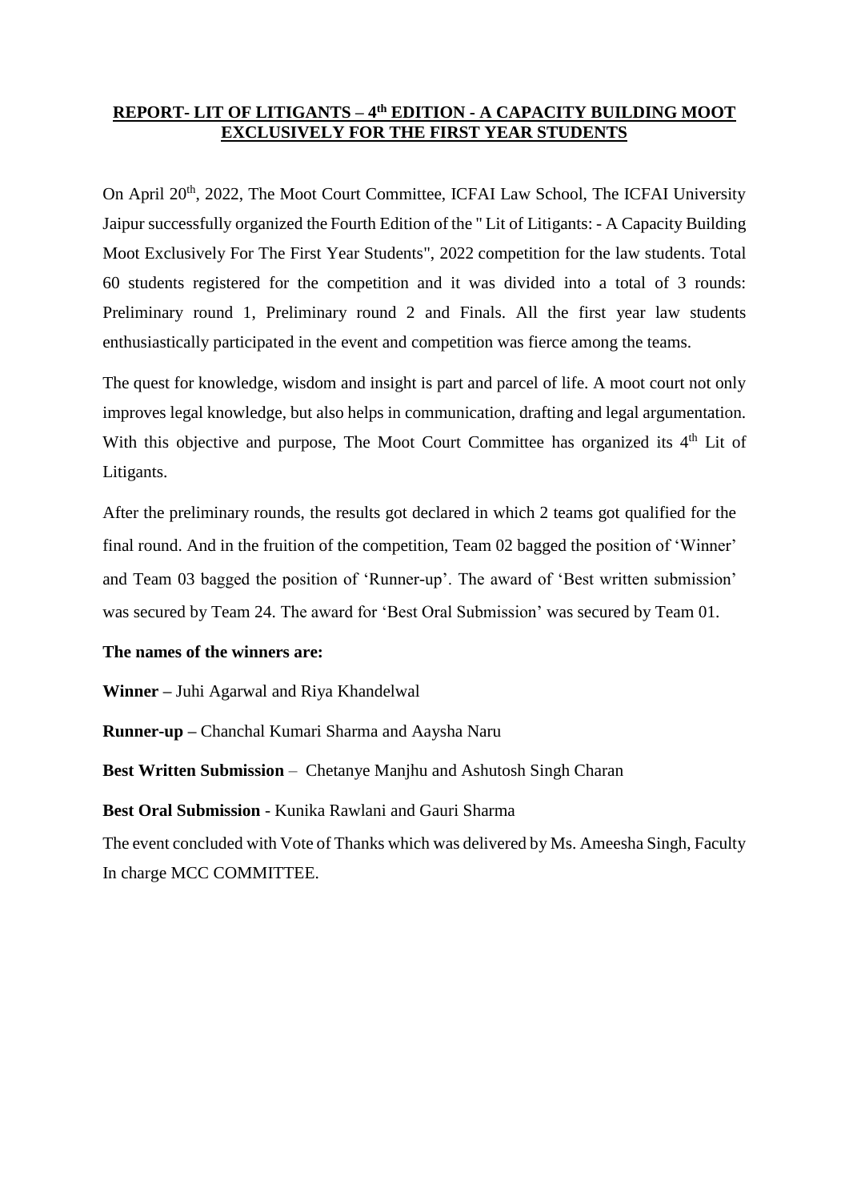# REPORT- LIT OF LITIGANTS – 4th EDITION - A CAPACITY BUILDING MOOT EXCLUSIVELY FOR THE FIRST YEAR STUDENTS

On April 20th, 2022, The Moot Court Committee, ICFAI Law School, The ICFAI University Jaipur successfully organized the Fourth Edition of the " Lit of Litigants: - A Capacity Building Moot Exclusively For The First Year Students", 2022 competition for the law students. Total 60 students registered for the competition and it was divided into a total of 3 rounds: Preliminary round 1, Preliminary round 2 and Finals. All the first year law students enthusiastically participated in the event and competition was fierce among the teams.

The quest for knowledge, wisdom and insight is part and parcel of life. A moot court not only improves legal knowledge, but also helps in communication, drafting and legal argumentation. With this objective and purpose, The Moot Court Committee has organized its 4th Lit of Litigants.

After the preliminary rounds, the results got declared in which 2 teams got qualified for the final round. And in the fruition of the competition, Team 02 bagged the position of 'Winner' and Team 03 bagged the position of 'Runner-up'. The award of 'Best written submission' was secured by Team 24. The award for 'Best Oral Submission' was secured by Team 01.

**The names of the winners are:**

**Winner –** Juhi Agarwal and Riya Khandelwal

**Runner-up –** Chanchal Kumari Sharma and Aaysha Naru

**Best Written Submission** – Chetanye Manjhu and Ashutosh Singh Charan

**Best Oral Submission** - Kunika Rawlani and Gauri Sharma

The event concluded with Vote of Thanks which was delivered by Ms. Ameesha Singh, Faculty In charge MCC COMMITTEE.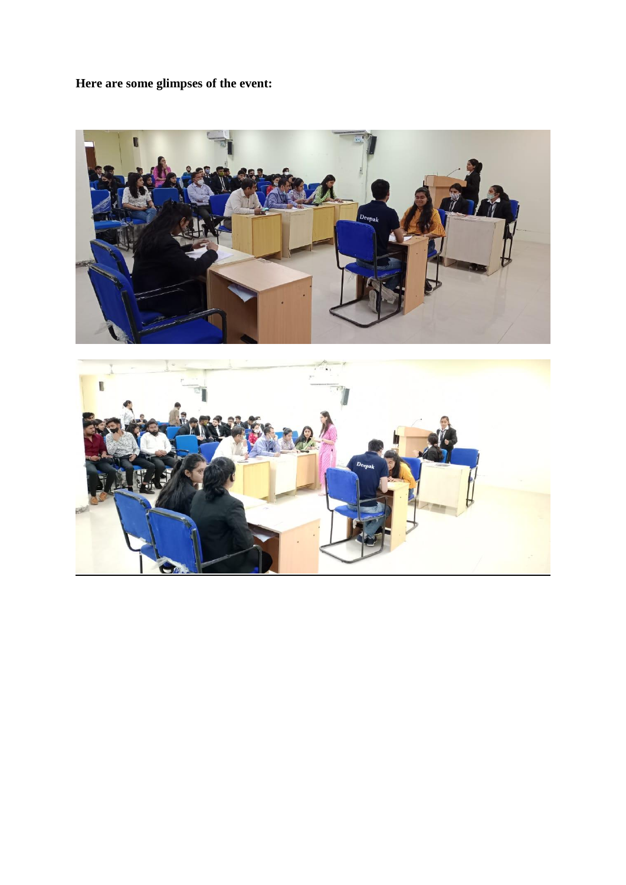**Here are some glimpses of the event:**